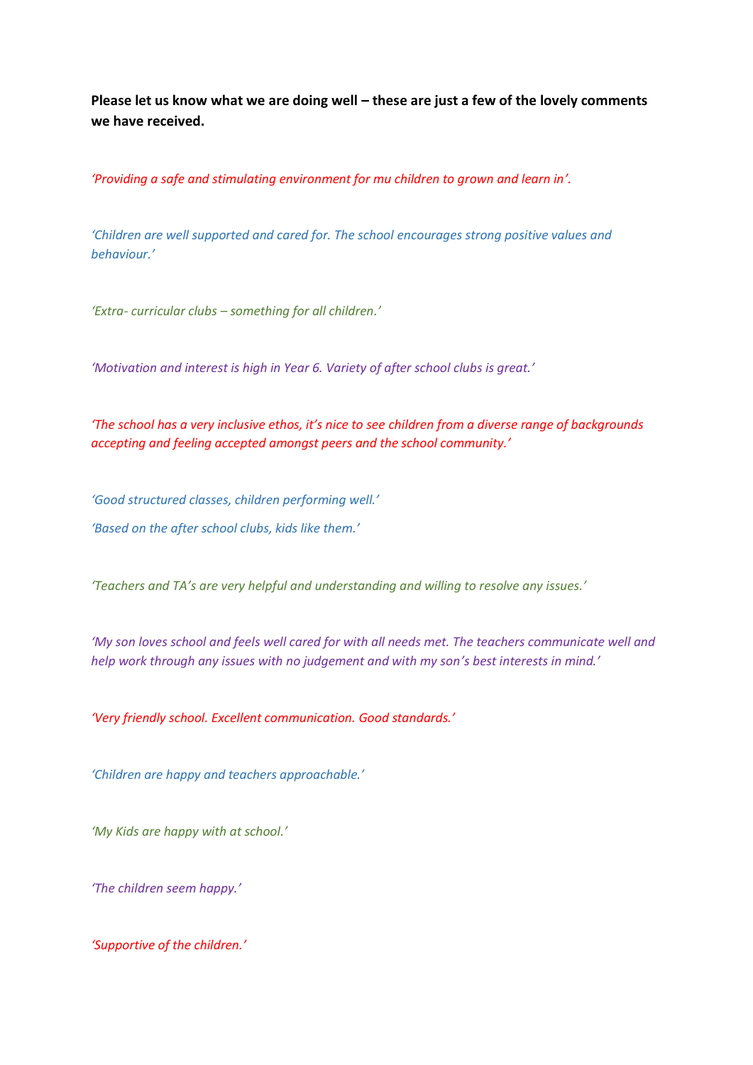**Please let us know what we are doing well – these are just a few of the lovely comments we have received.**

*‘Providing a safe and stimulating environment for mu children to grown and learn in’.*

*‘Children are well supported and cared for. The school encourages strong positive values and behaviour.’*

*‘Extra- curricular clubs – something for all children.’*

*‘Motivation and interest is high in Year 6. Variety of after school clubs is great.’*

*‘The school has a very inclusive ethos, it’s nice to see children from a diverse range of backgrounds accepting and feeling accepted amongst peers and the school community.’*

*‘Good structured classes, children performing well.’*

*‘Based on the after school clubs, kids like them.’*

*‘Teachers and TA’s are very helpful and understanding and willing to resolve any issues.’*

*‘My son loves school and feels well cared for with all needs met. The teachers communicate well and help work through any issues with no judgement and with my son’s best interests in mind.’*

*‘Very friendly school. Excellent communication. Good standards.’*

*‘Children are happy and teachers approachable.’*

*‘My Kids are happy with at school.’*

*‘The children seem happy.’*

*‘Supportive of the children.’*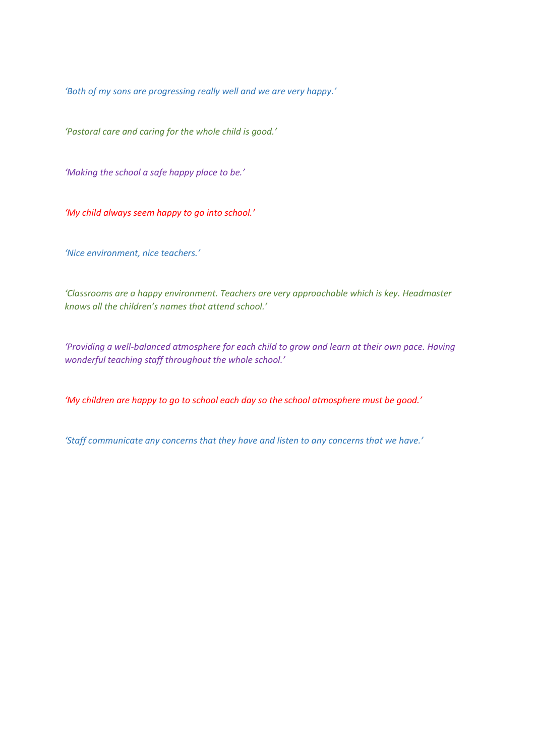*'Both of my sons are progressing really well and we are very happy.'*

*'Pastoral care and caring for the whole child is good.'*

*'Making the school a safe happy place to be.'*

*'My child always seem happy to go into school.'*

*'Nice environment, nice teachers.'*

*'Classrooms are a happy environment. Teachers are very approachable which is key. Headmaster knows all the children's names that attend school.'*

*'Providing a well-balanced atmosphere for each child to grow and learn at their own pace. Having wonderful teaching staff throughout the whole school.'*

*'My children are happy to go to school each day so the school atmosphere must be good.'*

*'Staff communicate any concerns that they have and listen to any concerns that we have.'*